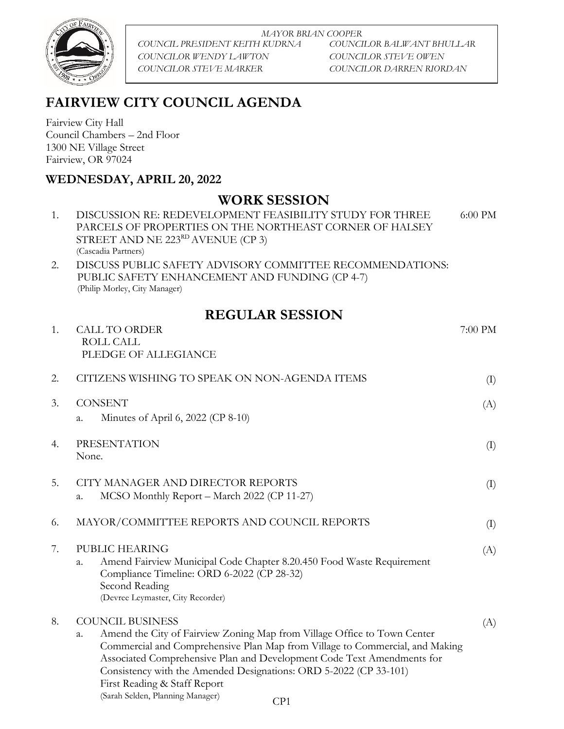*MAYOR BRIAN COOPER*

*COUNCIL PRESIDENT KEITH KUDRNA* | *COUNCILOR BALWANT BHULLAR*
*COUNCILOR WENDY LAWTON* | *COUNCILOR STEVE OWEN*
*COUNCILOR STEVE MARKER* | *COUNCILOR DARREN RIORDAN*

# FAIRVIEW CITY COUNCIL AGENDA

Fairview City Hall
Council Chambers – 2nd Floor
1300 NE Village Street
Fairview, OR 97024

## WEDNESDAY, APRIL 20, 2022

## WORK SESSION

1. DISCUSSION RE: REDEVELOPMENT FEASIBILITY STUDY FOR THREE PARCELS OF PROPERTIES ON THE NORTHEAST CORNER OF HALSEY STREET AND NE 223RD AVENUE (CP 3) — 6:00 PM
   (Cascadia Partners)
2. DISCUSS PUBLIC SAFETY ADVISORY COMMITTEE RECOMMENDATIONS: PUBLIC SAFETY ENHANCEMENT AND FUNDING (CP 4-7)
   (Philip Morley, City Manager)

## REGULAR SESSION

1. CALL TO ORDER — 7:00 PM
   ROLL CALL
   PLEDGE OF ALLEGIANCE

2. CITIZENS WISHING TO SPEAK ON NON-AGENDA ITEMS — (I)

3. CONSENT — (A)
   a. Minutes of April 6, 2022 (CP 8-10)

4. PRESENTATION — (I)
   None.

5. CITY MANAGER AND DIRECTOR REPORTS — (I)
   a. MCSO Monthly Report – March 2022 (CP 11-27)

6. MAYOR/COMMITTEE REPORTS AND COUNCIL REPORTS — (I)

7. PUBLIC HEARING — (A)
   a. Amend Fairview Municipal Code Chapter 8.20.450 Food Waste Requirement Compliance Timeline: ORD 6-2022 (CP 28-32)
      Second Reading
      (Devree Leymaster, City Recorder)

8. COUNCIL BUSINESS — (A)
   a. Amend the City of Fairview Zoning Map from Village Office to Town Center Commercial and Comprehensive Plan Map from Village to Commercial, and Making Associated Comprehensive Plan and Development Code Text Amendments for Consistency with the Amended Designations: ORD 5-2022 (CP 33-101)
      First Reading & Staff Report
      (Sarah Selden, Planning Manager)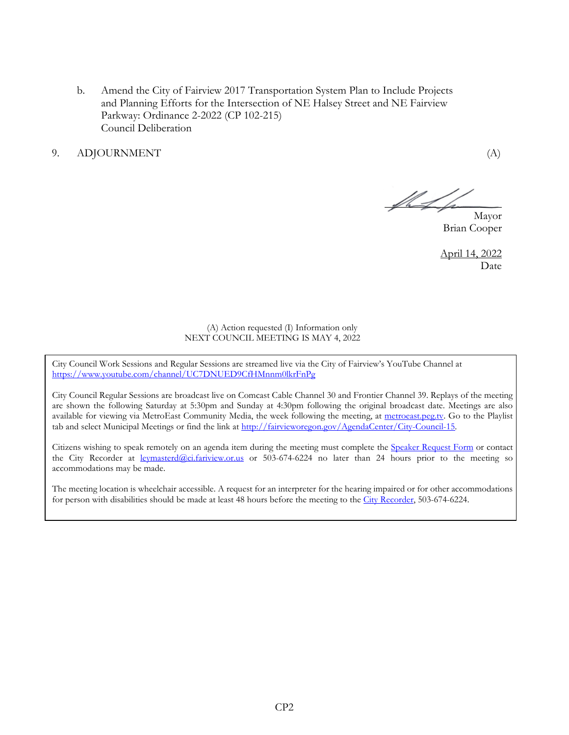b. Amend the City of Fairview 2017 Transportation System Plan to Include Projects and Planning Efforts for the Intersection of NE Halsey Street and NE Fairview Parkway: Ordinance 2-2022 (CP 102-215)
Council Deliberation

9. ADJOURNMENT (A)

Mayor
Brian Cooper

April 14, 2022
Date

(A) Action requested (I) Information only
NEXT COUNCIL MEETING IS MAY 4, 2022

City Council Work Sessions and Regular Sessions are streamed live via the City of Fairview's YouTube Channel at https://www.youtube.com/channel/UC7DNUED9CfHMnnm0lkrFnPg

City Council Regular Sessions are broadcast live on Comcast Cable Channel 30 and Frontier Channel 39. Replays of the meeting are shown the following Saturday at 5:30pm and Sunday at 4:30pm following the original broadcast date. Meetings are also available for viewing via MetroEast Community Media, the week following the meeting, at metroeast.peg.tv. Go to the Playlist tab and select Municipal Meetings or find the link at http://fairvieworegon.gov/AgendaCenter/City-Council-15.

Citizens wishing to speak remotely on an agenda item during the meeting must complete the Speaker Request Form or contact the City Recorder at leymasterd@ci.fariview.or.us or 503-674-6224 no later than 24 hours prior to the meeting so accommodations may be made.

The meeting location is wheelchair accessible. A request for an interpreter for the hearing impaired or for other accommodations for person with disabilities should be made at least 48 hours before the meeting to the City Recorder, 503-674-6224.